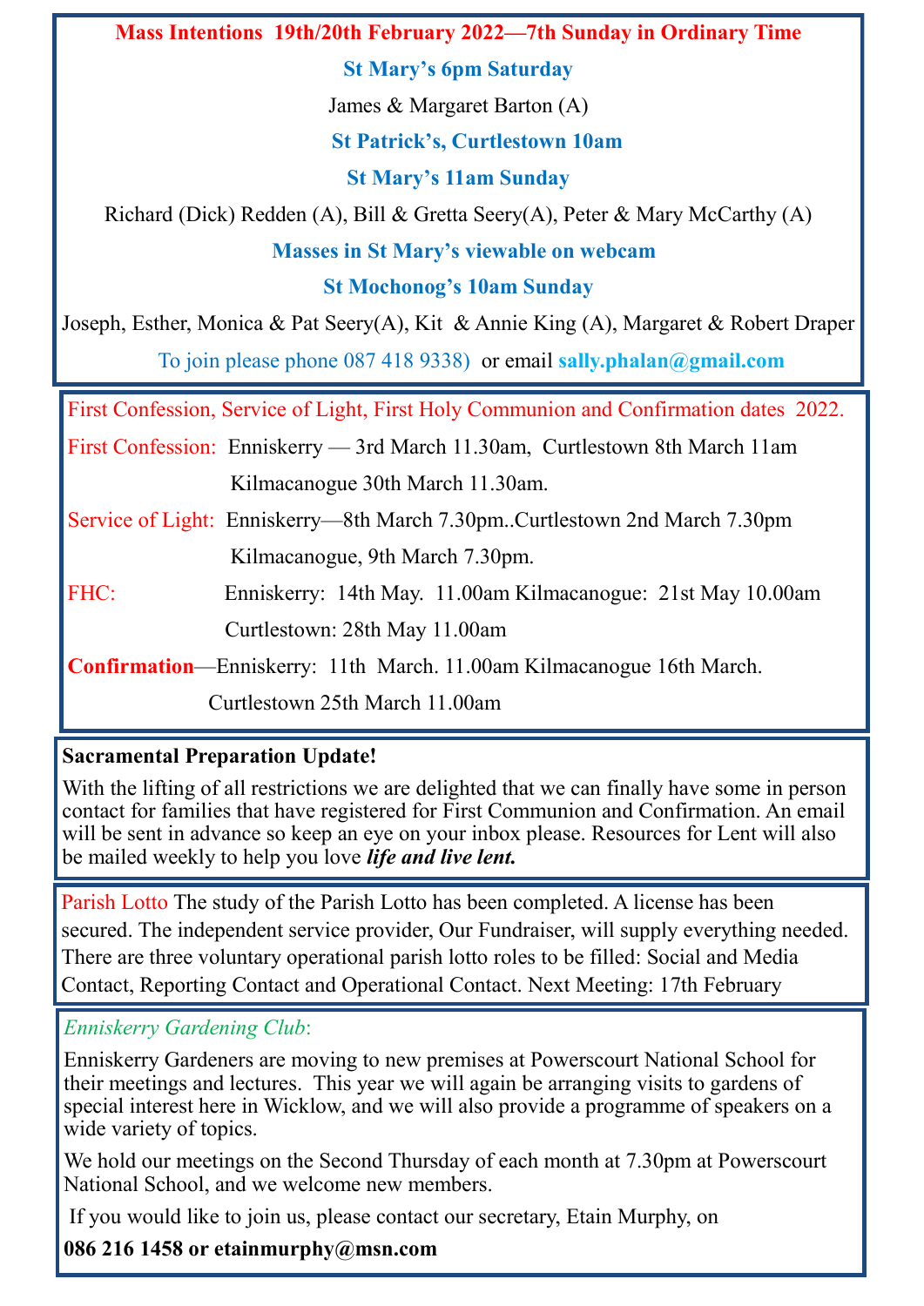## Mass Intentions 19th/20th February 2022—7th Sunday in Ordinary Time

**St Mary's 6pm Saturday**

James & Margaret Barton (A)

**St Patrick's, Curtlestown 10am**

**St Mary's 11am Sunday**

Richard (Dick) Redden (A), Bill & Gretta Seery(A), Peter & Mary McCarthy (A)

**Masses in St Mary's viewable on webcam**

**St Mochonog's 10am Sunday**

Joseph, Esther, Monica & Pat Seery(A), Kit & Annie King (A), Margaret & Robert Draper

To join please phone 087 418 9338) or email **sally.phalan@gmail.com**

## First Confession, Service of Light, First Holy Communion and Confirmation dates 2022.

First Confession: Enniskerry — 3rd March 11.30am, Curtlestown 8th March 11am Kilmacanogue 30th March 11.30am.

Service of Light: Enniskerry—8th March 7.30pm..Curtlestown 2nd March 7.30pm Kilmacanogue, 9th March 7.30pm.

FHC: Enniskerry: 14th May. 11.00am Kilmacanogue: 21st May 10.00am Curtlestown: 28th May 11.00am

**Confirmation**—Enniskerry: 11th March. 11.00am Kilmacanogue 16th March. Curtlestown 25th March 11.00am

## Sacramental Preparation Update!

With the lifting of all restrictions we are delighted that we can finally have some in person contact for families that have registered for First Communion and Confirmation. An email will be sent in advance so keep an eye on your inbox please. Resources for Lent will also be mailed weekly to help you love ***life and live lent.***

Parish Lotto The study of the Parish Lotto has been completed. A license has been secured. The independent service provider, Our Fundraiser, will supply everything needed. There are three voluntary operational parish lotto roles to be filled: Social and Media Contact, Reporting Contact and Operational Contact. Next Meeting: 17th February

*Enniskerry Gardening Club*:

Enniskerry Gardeners are moving to new premises at Powerscourt National School for their meetings and lectures. This year we will again be arranging visits to gardens of special interest here in Wicklow, and we will also provide a programme of speakers on a wide variety of topics.

We hold our meetings on the Second Thursday of each month at 7.30pm at Powerscourt National School, and we welcome new members.

If you would like to join us, please contact our secretary, Etain Murphy, on

**086 216 1458 or etainmurphy@msn.com**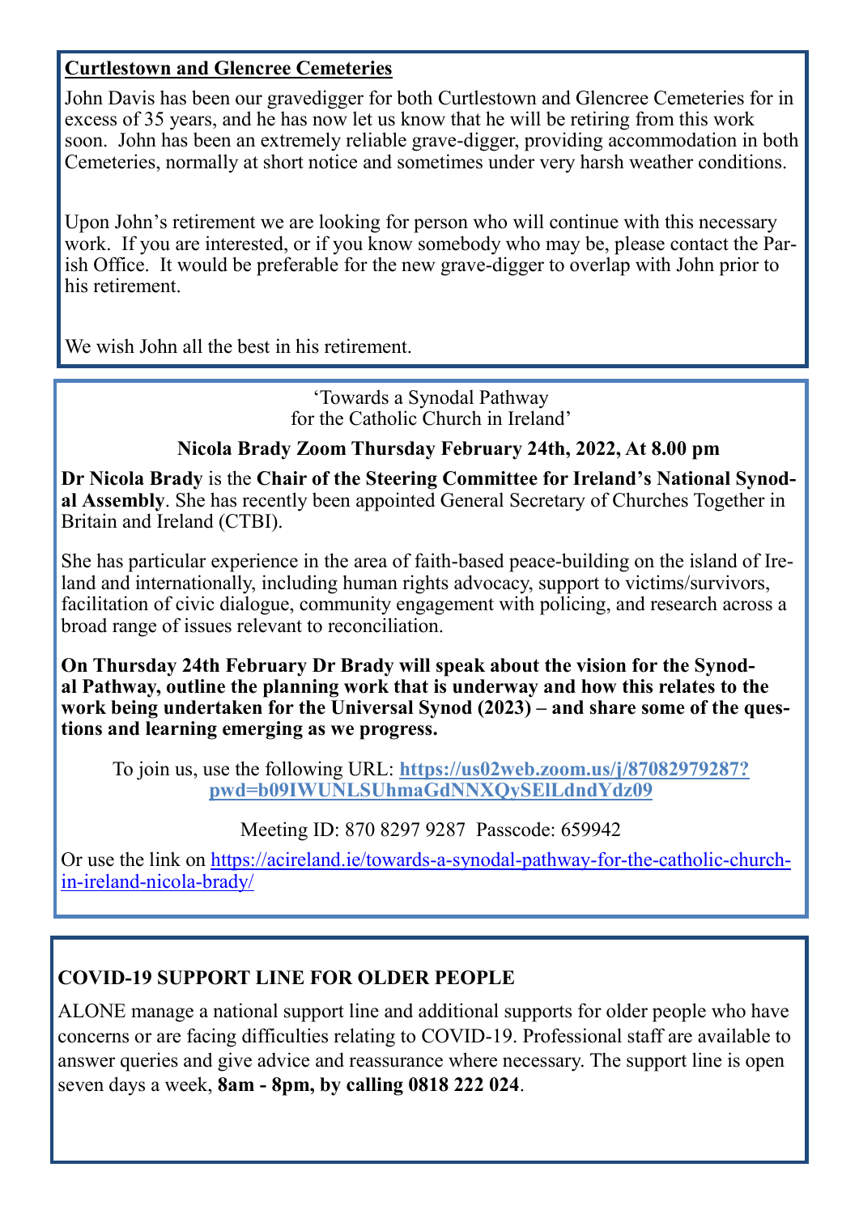## Curtlestown and Glencree Cemeteries

John Davis has been our gravedigger for both Curtlestown and Glencree Cemeteries for in excess of 35 years, and he has now let us know that he will be retiring from this work soon. John has been an extremely reliable grave-digger, providing accommodation in both Cemeteries, normally at short notice and sometimes under very harsh weather conditions.

Upon John's retirement we are looking for person who will continue with this necessary work. If you are interested, or if you know somebody who may be, please contact the Parish Office. It would be preferable for the new grave-digger to overlap with John prior to his retirement.

We wish John all the best in his retirement.

---

'Towards a Synodal Pathway
for the Catholic Church in Ireland'

**Nicola Brady Zoom Thursday February 24th, 2022, At 8.00 pm**

**Dr Nicola Brady** is the **Chair of the Steering Committee for Ireland's National Synodal Assembly**. She has recently been appointed General Secretary of Churches Together in Britain and Ireland (CTBI).

She has particular experience in the area of faith-based peace-building on the island of Ireland and internationally, including human rights advocacy, support to victims/survivors, facilitation of civic dialogue, community engagement with policing, and research across a broad range of issues relevant to reconciliation.

**On Thursday 24th February Dr Brady will speak about the vision for the Synodal Pathway, outline the planning work that is underway and how this relates to the work being undertaken for the Universal Synod (2023) – and share some of the questions and learning emerging as we progress.**

To join us, use the following URL: **https://us02web.zoom.us/j/87082979287?pwd=b09IWUNLSUhmaGdNNXQySElLdndYdz09**

Meeting ID: 870 8297 9287 Passcode: 659942

Or use the link on https://acireland.ie/towards-a-synodal-pathway-for-the-catholic-church-in-ireland-nicola-brady/

---

## COVID-19 SUPPORT LINE FOR OLDER PEOPLE

ALONE manage a national support line and additional supports for older people who have concerns or are facing difficulties relating to COVID-19. Professional staff are available to answer queries and give advice and reassurance where necessary. The support line is open seven days a week, **8am - 8pm, by calling 0818 222 024**.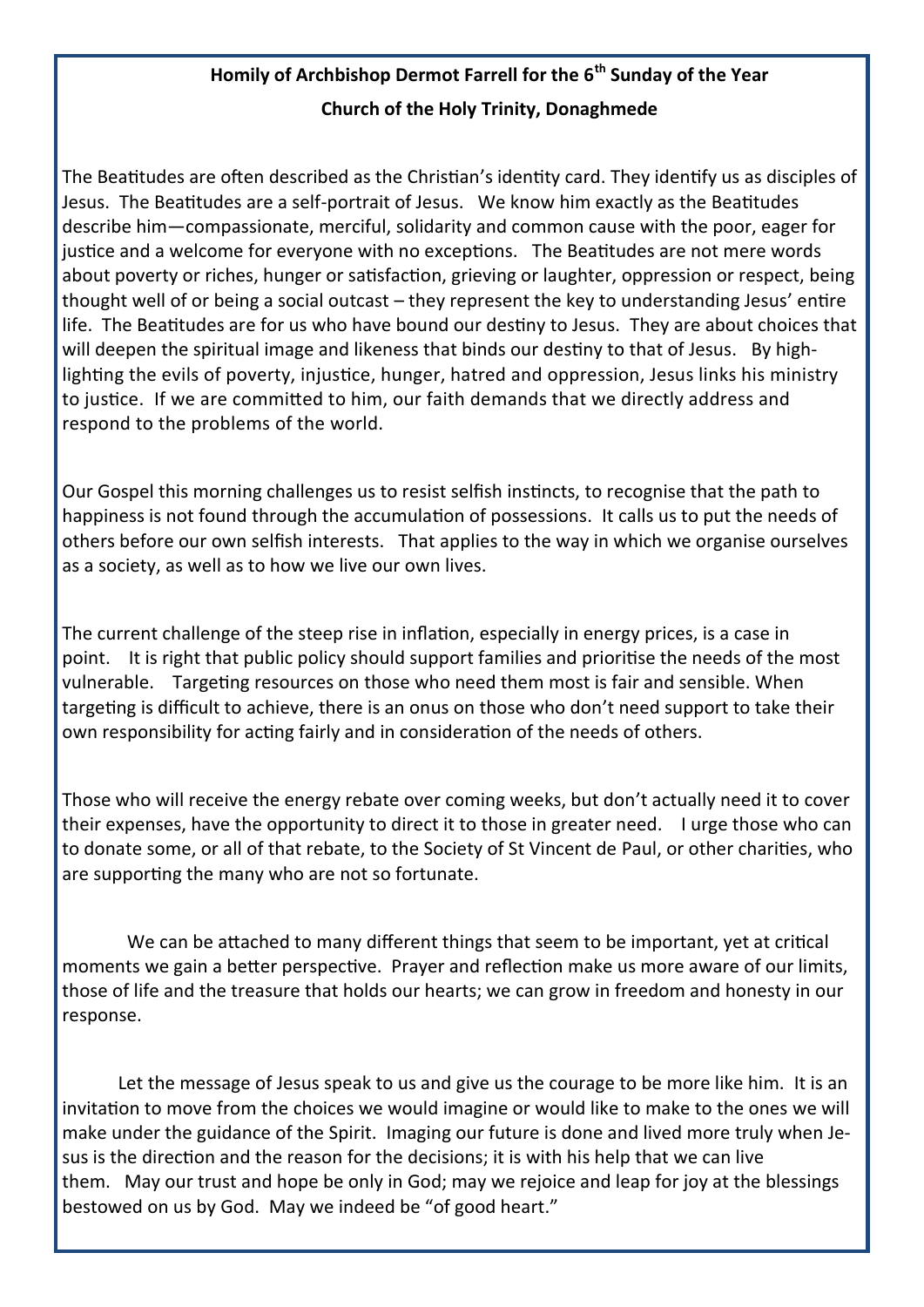## Homily of Archbishop Dermot Farrell for the 6th Sunday of the Year

### Church of the Holy Trinity, Donaghmede

The Beatitudes are often described as the Christian's identity card. They identify us as disciples of Jesus. The Beatitudes are a self-portrait of Jesus. We know him exactly as the Beatitudes describe him—compassionate, merciful, solidarity and common cause with the poor, eager for justice and a welcome for everyone with no exceptions. The Beatitudes are not mere words about poverty or riches, hunger or satisfaction, grieving or laughter, oppression or respect, being thought well of or being a social outcast – they represent the key to understanding Jesus' entire life. The Beatitudes are for us who have bound our destiny to Jesus. They are about choices that will deepen the spiritual image and likeness that binds our destiny to that of Jesus. By highlighting the evils of poverty, injustice, hunger, hatred and oppression, Jesus links his ministry to justice. If we are committed to him, our faith demands that we directly address and respond to the problems of the world.

Our Gospel this morning challenges us to resist selfish instincts, to recognise that the path to happiness is not found through the accumulation of possessions. It calls us to put the needs of others before our own selfish interests. That applies to the way in which we organise ourselves as a society, as well as to how we live our own lives.

The current challenge of the steep rise in inflation, especially in energy prices, is a case in point. It is right that public policy should support families and prioritise the needs of the most vulnerable. Targeting resources on those who need them most is fair and sensible. When targeting is difficult to achieve, there is an onus on those who don't need support to take their own responsibility for acting fairly and in consideration of the needs of others.

Those who will receive the energy rebate over coming weeks, but don't actually need it to cover their expenses, have the opportunity to direct it to those in greater need. I urge those who can to donate some, or all of that rebate, to the Society of St Vincent de Paul, or other charities, who are supporting the many who are not so fortunate.

We can be attached to many different things that seem to be important, yet at critical moments we gain a better perspective. Prayer and reflection make us more aware of our limits, those of life and the treasure that holds our hearts; we can grow in freedom and honesty in our response.

Let the message of Jesus speak to us and give us the courage to be more like him. It is an invitation to move from the choices we would imagine or would like to make to the ones we will make under the guidance of the Spirit. Imaging our future is done and lived more truly when Jesus is the direction and the reason for the decisions; it is with his help that we can live them. May our trust and hope be only in God; may we rejoice and leap for joy at the blessings bestowed on us by God. May we indeed be "of good heart."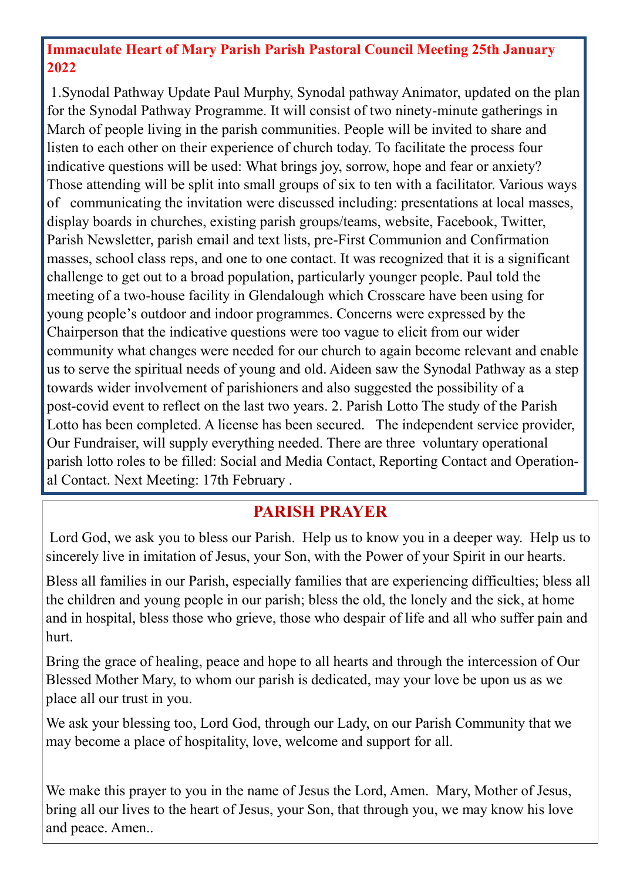## Immaculate Heart of Mary Parish Parish Pastoral Council Meeting 25th January 2022

1.Synodal Pathway Update Paul Murphy, Synodal pathway Animator, updated on the plan for the Synodal Pathway Programme. It will consist of two ninety-minute gatherings in March of people living in the parish communities. People will be invited to share and listen to each other on their experience of church today. To facilitate the process four indicative questions will be used: What brings joy, sorrow, hope and fear or anxiety? Those attending will be split into small groups of six to ten with a facilitator. Various ways of communicating the invitation were discussed including: presentations at local masses, display boards in churches, existing parish groups/teams, website, Facebook, Twitter, Parish Newsletter, parish email and text lists, pre-First Communion and Confirmation masses, school class reps, and one to one contact. It was recognized that it is a significant challenge to get out to a broad population, particularly younger people. Paul told the meeting of a two-house facility in Glendalough which Crosscare have been using for young people's outdoor and indoor programmes. Concerns were expressed by the Chairperson that the indicative questions were too vague to elicit from our wider community what changes were needed for our church to again become relevant and enable us to serve the spiritual needs of young and old. Aideen saw the Synodal Pathway as a step towards wider involvement of parishioners and also suggested the possibility of a post-covid event to reflect on the last two years. 2. Parish Lotto The study of the Parish Lotto has been completed. A license has been secured. The independent service provider, Our Fundraiser, will supply everything needed. There are three voluntary operational parish lotto roles to be filled: Social and Media Contact, Reporting Contact and Operational Contact. Next Meeting: 17th February .

## PARISH PRAYER

Lord God, we ask you to bless our Parish. Help us to know you in a deeper way. Help us to sincerely live in imitation of Jesus, your Son, with the Power of your Spirit in our hearts.

Bless all families in our Parish, especially families that are experiencing difficulties; bless all the children and young people in our parish; bless the old, the lonely and the sick, at home and in hospital, bless those who grieve, those who despair of life and all who suffer pain and hurt.

Bring the grace of healing, peace and hope to all hearts and through the intercession of Our Blessed Mother Mary, to whom our parish is dedicated, may your love be upon us as we place all our trust in you.

We ask your blessing too, Lord God, through our Lady, on our Parish Community that we may become a place of hospitality, love, welcome and support for all.

We make this prayer to you in the name of Jesus the Lord, Amen. Mary, Mother of Jesus, bring all our lives to the heart of Jesus, your Son, that through you, we may know his love and peace. Amen..